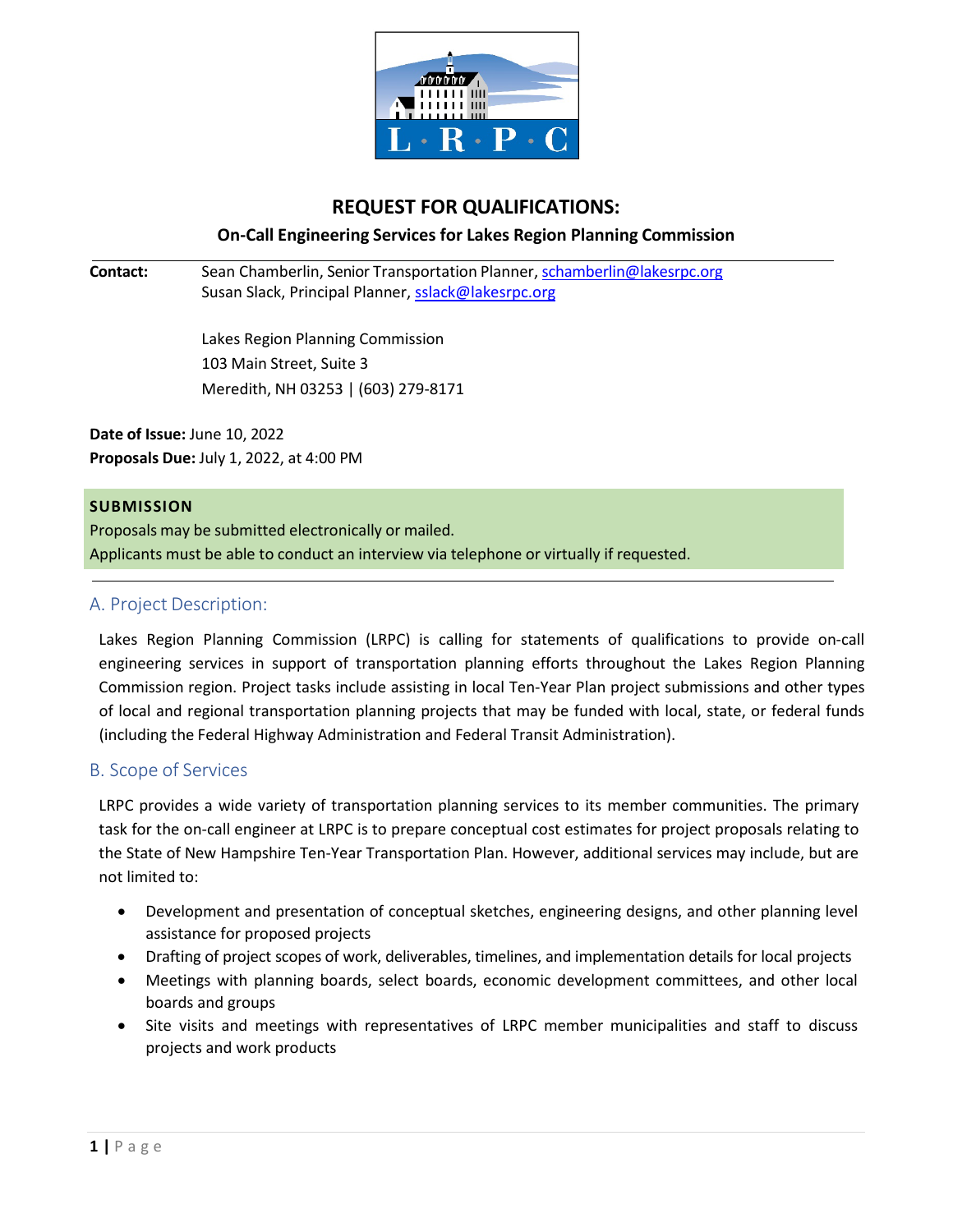# REQUEST FOR QUALIFICATIONS:

## On-Call Engineering Services for Lakes Region Planning Commission

**Contact:** Sean Chamberlin, Senior Transportation Planner, schamberlin@lakesrpc.org
Susan Slack, Principal Planner, sslack@lakesrpc.org

Lakes Region Planning Commission
103 Main Street, Suite 3
Meredith, NH 03253 | (603) 279-8171

**Date of Issue:** June 10, 2022
**Proposals Due:** July 1, 2022, at 4:00 PM

**SUBMISSION**
Proposals may be submitted electronically or mailed.
Applicants must be able to conduct an interview via telephone or virtually if requested.

## A. Project Description:

Lakes Region Planning Commission (LRPC) is calling for statements of qualifications to provide on-call engineering services in support of transportation planning efforts throughout the Lakes Region Planning Commission region. Project tasks include assisting in local Ten-Year Plan project submissions and other types of local and regional transportation planning projects that may be funded with local, state, or federal funds (including the Federal Highway Administration and Federal Transit Administration).

## B. Scope of Services

LRPC provides a wide variety of transportation planning services to its member communities. The primary task for the on-call engineer at LRPC is to prepare conceptual cost estimates for project proposals relating to the State of New Hampshire Ten-Year Transportation Plan. However, additional services may include, but are not limited to:

- Development and presentation of conceptual sketches, engineering designs, and other planning level assistance for proposed projects
- Drafting of project scopes of work, deliverables, timelines, and implementation details for local projects
- Meetings with planning boards, select boards, economic development committees, and other local boards and groups
- Site visits and meetings with representatives of LRPC member municipalities and staff to discuss projects and work products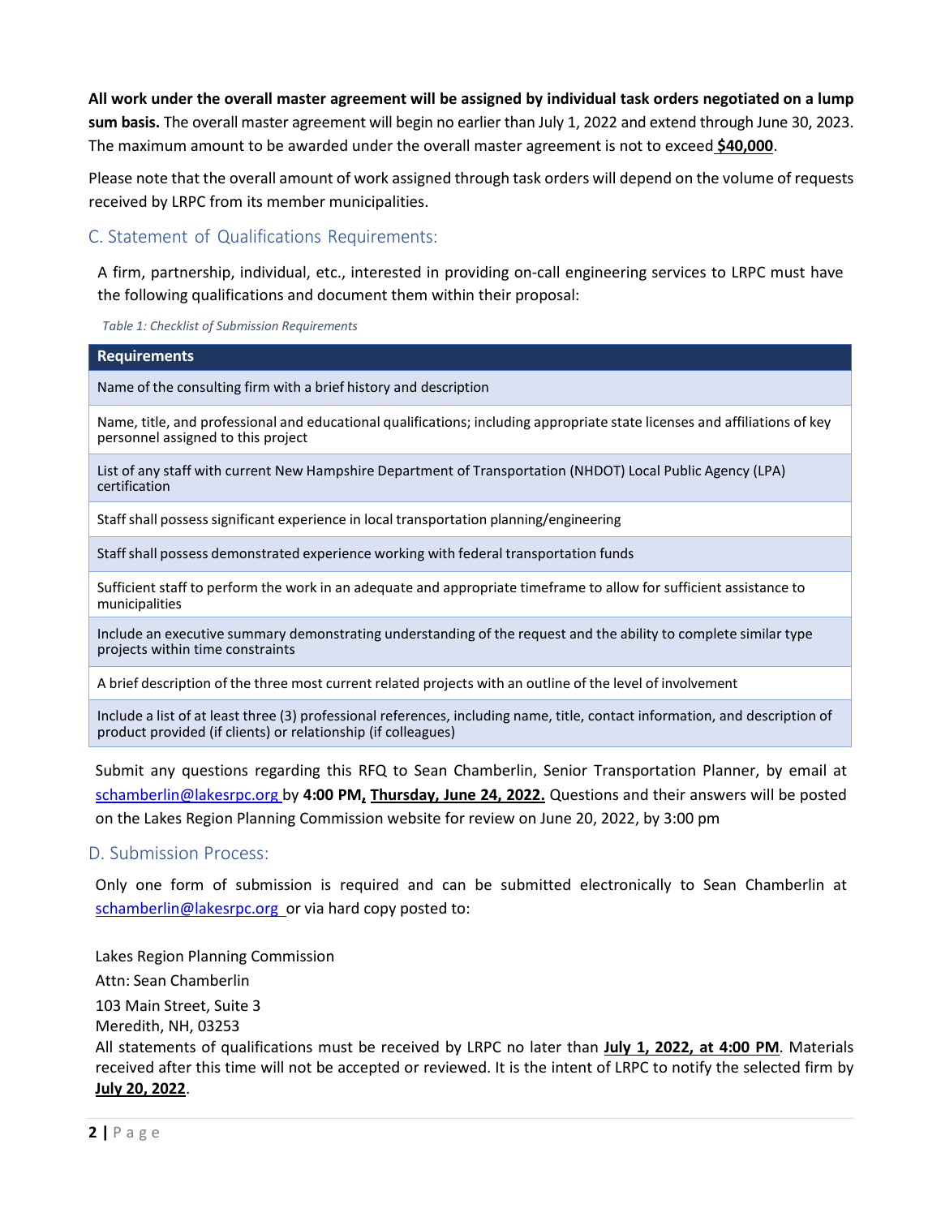**All work under the overall master agreement will be assigned by individual task orders negotiated on a lump sum basis.** The overall master agreement will begin no earlier than July 1, 2022 and extend through June 30, 2023. The maximum amount to be awarded under the overall master agreement is not to exceed **$40,000**.

Please note that the overall amount of work assigned through task orders will depend on the volume of requests received by LRPC from its member municipalities.

## C. Statement of Qualifications Requirements:

A firm, partnership, individual, etc., interested in providing on-call engineering services to LRPC must have the following qualifications and document them within their proposal:

*Table 1: Checklist of Submission Requirements*

| Requirements |
|---|
| Name of the consulting firm with a brief history and description |
| Name, title, and professional and educational qualifications; including appropriate state licenses and affiliations of key personnel assigned to this project |
| List of any staff with current New Hampshire Department of Transportation (NHDOT) Local Public Agency (LPA) certification |
| Staff shall possess significant experience in local transportation planning/engineering |
| Staff shall possess demonstrated experience working with federal transportation funds |
| Sufficient staff to perform the work in an adequate and appropriate timeframe to allow for sufficient assistance to municipalities |
| Include an executive summary demonstrating understanding of the request and the ability to complete similar type projects within time constraints |
| A brief description of the three most current related projects with an outline of the level of involvement |
| Include a list of at least three (3) professional references, including name, title, contact information, and description of product provided (if clients) or relationship (if colleagues) |

Submit any questions regarding this RFQ to Sean Chamberlin, Senior Transportation Planner, by email at schamberlin@lakesrpc.org by **4:00 PM, Thursday, June 24, 2022.** Questions and their answers will be posted on the Lakes Region Planning Commission website for review on June 20, 2022, by 3:00 pm

## D. Submission Process:

Only one form of submission is required and can be submitted electronically to Sean Chamberlin at schamberlin@lakesrpc.org or via hard copy posted to:

Lakes Region Planning Commission
Attn: Sean Chamberlin
103 Main Street, Suite 3
Meredith, NH, 03253

All statements of qualifications must be received by LRPC no later than **July 1, 2022, at 4:00 PM**. Materials received after this time will not be accepted or reviewed. It is the intent of LRPC to notify the selected firm by **July 20, 2022**.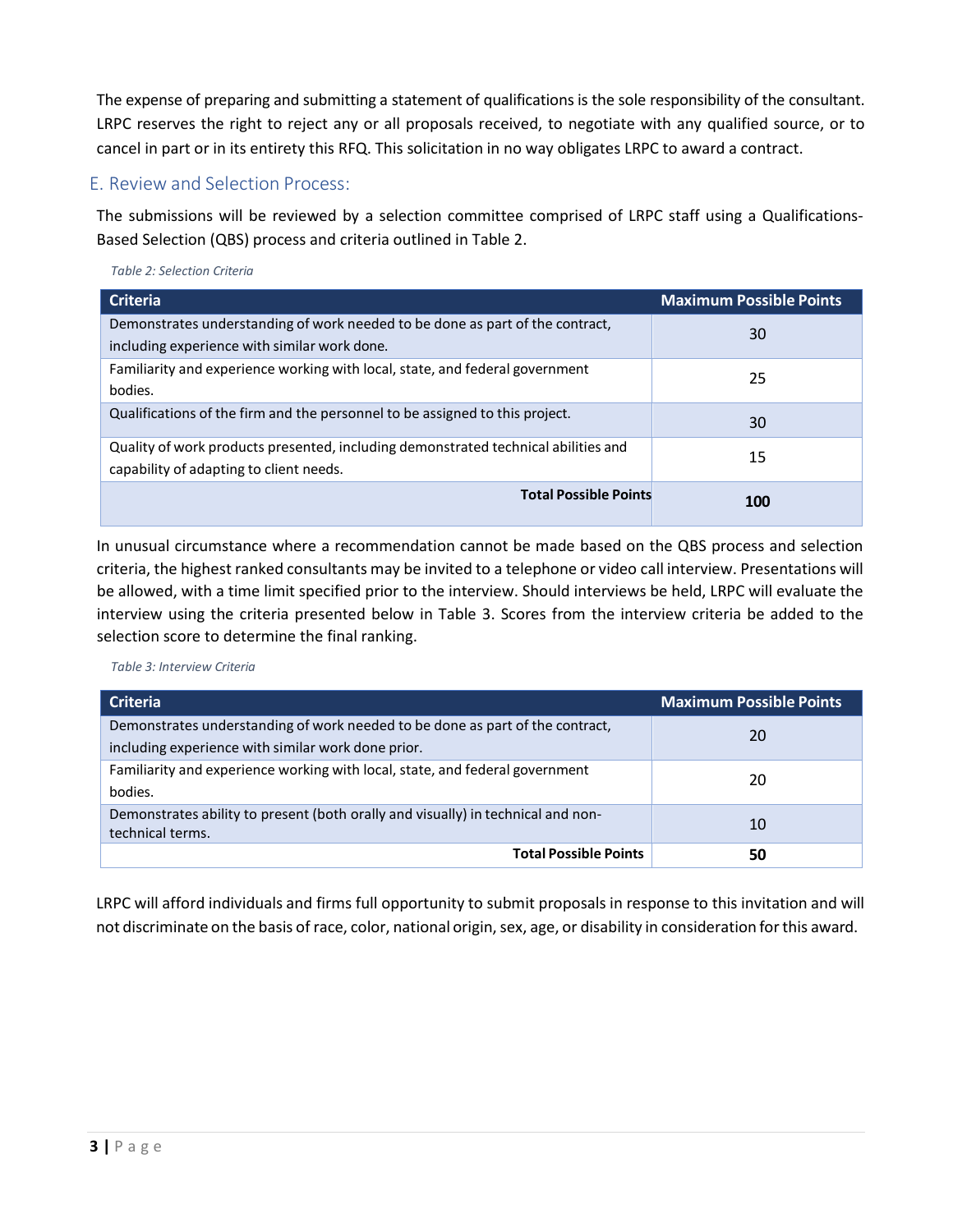The expense of preparing and submitting a statement of qualifications is the sole responsibility of the consultant. LRPC reserves the right to reject any or all proposals received, to negotiate with any qualified source, or to cancel in part or in its entirety this RFQ. This solicitation in no way obligates LRPC to award a contract.

## E. Review and Selection Process:

The submissions will be reviewed by a selection committee comprised of LRPC staff using a Qualifications-Based Selection (QBS) process and criteria outlined in Table 2.

*Table 2: Selection Criteria*

| Criteria | Maximum Possible Points |
|---|---|
| Demonstrates understanding of work needed to be done as part of the contract, including experience with similar work done. | 30 |
| Familiarity and experience working with local, state, and federal government bodies. | 25 |
| Qualifications of the firm and the personnel to be assigned to this project. | 30 |
| Quality of work products presented, including demonstrated technical abilities and capability of adapting to client needs. | 15 |
| **Total Possible Points** | **100** |

In unusual circumstance where a recommendation cannot be made based on the QBS process and selection criteria, the highest ranked consultants may be invited to a telephone or video call interview. Presentations will be allowed, with a time limit specified prior to the interview. Should interviews be held, LRPC will evaluate the interview using the criteria presented below in Table 3. Scores from the interview criteria be added to the selection score to determine the final ranking.

*Table 3: Interview Criteria*

| Criteria | Maximum Possible Points |
|---|---|
| Demonstrates understanding of work needed to be done as part of the contract, including experience with similar work done prior. | 20 |
| Familiarity and experience working with local, state, and federal government bodies. | 20 |
| Demonstrates ability to present (both orally and visually) in technical and non-technical terms. | 10 |
| **Total Possible Points** | **50** |

LRPC will afford individuals and firms full opportunity to submit proposals in response to this invitation and will not discriminate on the basis of race, color, national origin, sex, age, or disability in consideration for this award.